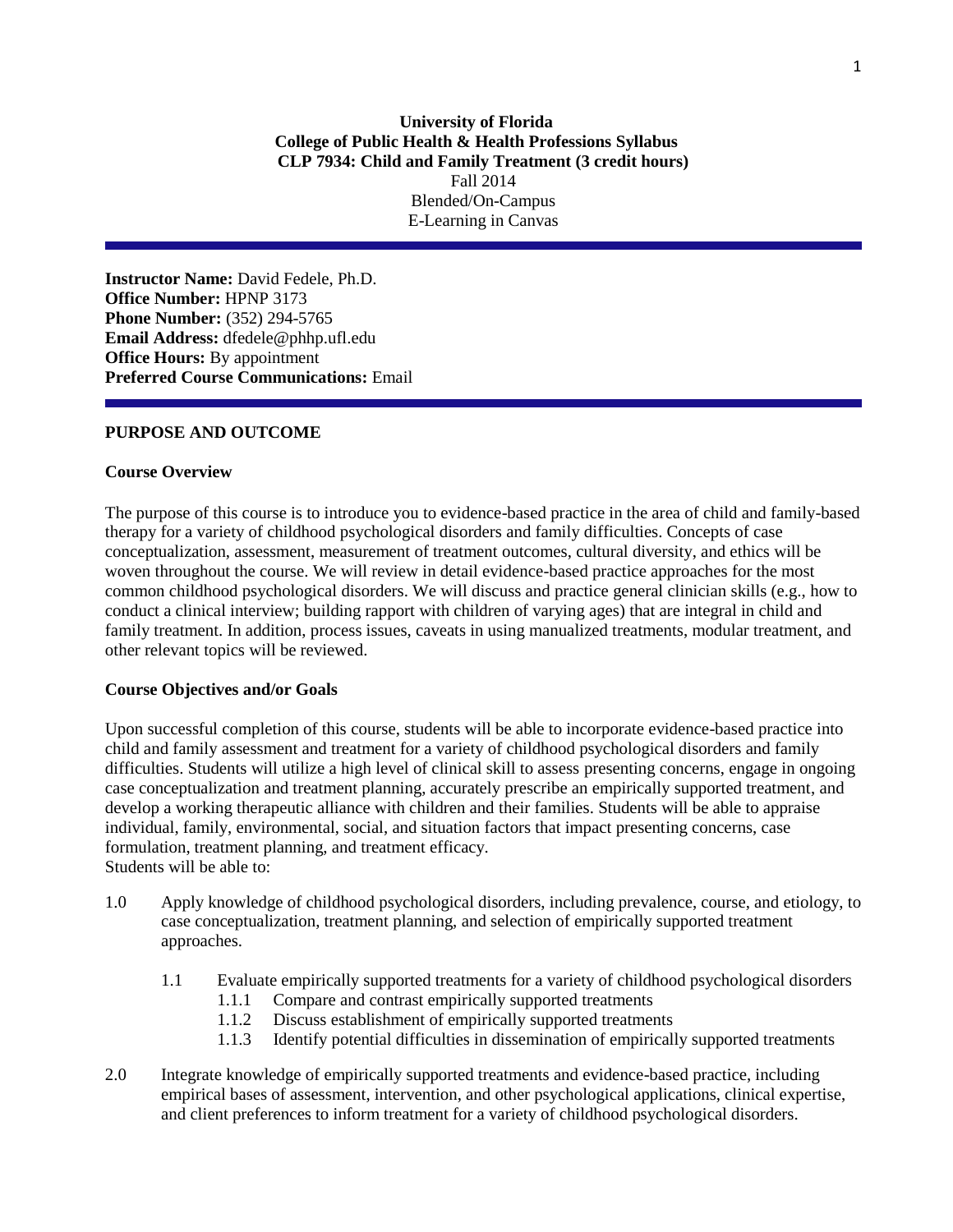**University of Florida**
**College of Public Health & Health Professions Syllabus**
**CLP 7934: Child and Family Treatment (3 credit hours)**
Fall 2014
Blended/On-Campus
E-Learning in Canvas

---

**Instructor Name:** David Fedele, Ph.D.
**Office Number:** HPNP 3173
**Phone Number:** (352) 294-5765
**Email Address:** dfedele@phhp.ufl.edu
**Office Hours:** By appointment
**Preferred Course Communications:** Email

---

## PURPOSE AND OUTCOME

### Course Overview

The purpose of this course is to introduce you to evidence-based practice in the area of child and family-based therapy for a variety of childhood psychological disorders and family difficulties. Concepts of case conceptualization, assessment, measurement of treatment outcomes, cultural diversity, and ethics will be woven throughout the course. We will review in detail evidence-based practice approaches for the most common childhood psychological disorders. We will discuss and practice general clinician skills (e.g., how to conduct a clinical interview; building rapport with children of varying ages) that are integral in child and family treatment. In addition, process issues, caveats in using manualized treatments, modular treatment, and other relevant topics will be reviewed.

### Course Objectives and/or Goals

Upon successful completion of this course, students will be able to incorporate evidence-based practice into child and family assessment and treatment for a variety of childhood psychological disorders and family difficulties. Students will utilize a high level of clinical skill to assess presenting concerns, engage in ongoing case conceptualization and treatment planning, accurately prescribe an empirically supported treatment, and develop a working therapeutic alliance with children and their families. Students will be able to appraise individual, family, environmental, social, and situation factors that impact presenting concerns, case formulation, treatment planning, and treatment efficacy.
Students will be able to:

1.0 Apply knowledge of childhood psychological disorders, including prevalence, course, and etiology, to case conceptualization, treatment planning, and selection of empirically supported treatment approaches.

   1.1 Evaluate empirically supported treatments for a variety of childhood psychological disorders
      1.1.1 Compare and contrast empirically supported treatments
      1.1.2 Discuss establishment of empirically supported treatments
      1.1.3 Identify potential difficulties in dissemination of empirically supported treatments

2.0 Integrate knowledge of empirically supported treatments and evidence-based practice, including empirical bases of assessment, intervention, and other psychological applications, clinical expertise, and client preferences to inform treatment for a variety of childhood psychological disorders.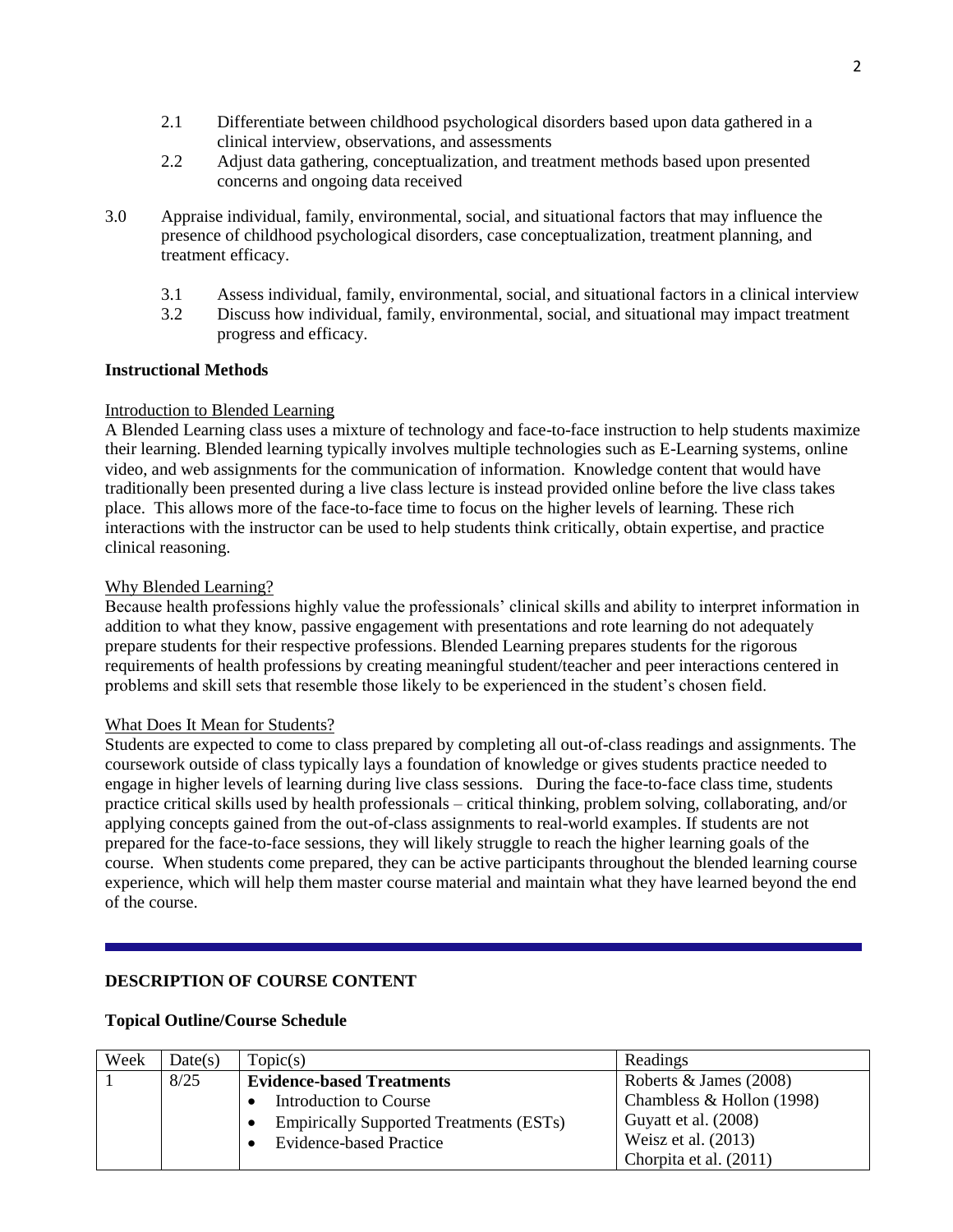2.1 Differentiate between childhood psychological disorders based upon data gathered in a clinical interview, observations, and assessments

2.2 Adjust data gathering, conceptualization, and treatment methods based upon presented concerns and ongoing data received

3.0 Appraise individual, family, environmental, social, and situational factors that may influence the presence of childhood psychological disorders, case conceptualization, treatment planning, and treatment efficacy.

3.1 Assess individual, family, environmental, social, and situational factors in a clinical interview

3.2 Discuss how individual, family, environmental, social, and situational may impact treatment progress and efficacy.

**Instructional Methods**

Introduction to Blended Learning

A Blended Learning class uses a mixture of technology and face-to-face instruction to help students maximize their learning. Blended learning typically involves multiple technologies such as E-Learning systems, online video, and web assignments for the communication of information. Knowledge content that would have traditionally been presented during a live class lecture is instead provided online before the live class takes place. This allows more of the face-to-face time to focus on the higher levels of learning. These rich interactions with the instructor can be used to help students think critically, obtain expertise, and practice clinical reasoning.

Why Blended Learning?

Because health professions highly value the professionals' clinical skills and ability to interpret information in addition to what they know, passive engagement with presentations and rote learning do not adequately prepare students for their respective professions. Blended Learning prepares students for the rigorous requirements of health professions by creating meaningful student/teacher and peer interactions centered in problems and skill sets that resemble those likely to be experienced in the student's chosen field.

What Does It Mean for Students?

Students are expected to come to class prepared by completing all out-of-class readings and assignments. The coursework outside of class typically lays a foundation of knowledge or gives students practice needed to engage in higher levels of learning during live class sessions. During the face-to-face class time, students practice critical skills used by health professionals – critical thinking, problem solving, collaborating, and/or applying concepts gained from the out-of-class assignments to real-world examples. If students are not prepared for the face-to-face sessions, they will likely struggle to reach the higher learning goals of the course. When students come prepared, they can be active participants throughout the blended learning course experience, which will help them master course material and maintain what they have learned beyond the end of the course.

---

**DESCRIPTION OF COURSE CONTENT**

**Topical Outline/Course Schedule**

| Week | Date(s) | Topic(s) | Readings |
|---|---|---|---|
| 1 | 8/25 | **Evidence-based Treatments**<br>• Introduction to Course<br>• Empirically Supported Treatments (ESTs)<br>• Evidence-based Practice | Roberts & James (2008)<br>Chambless & Hollon (1998)<br>Guyatt et al. (2008)<br>Weisz et al. (2013)<br>Chorpita et al. (2011) |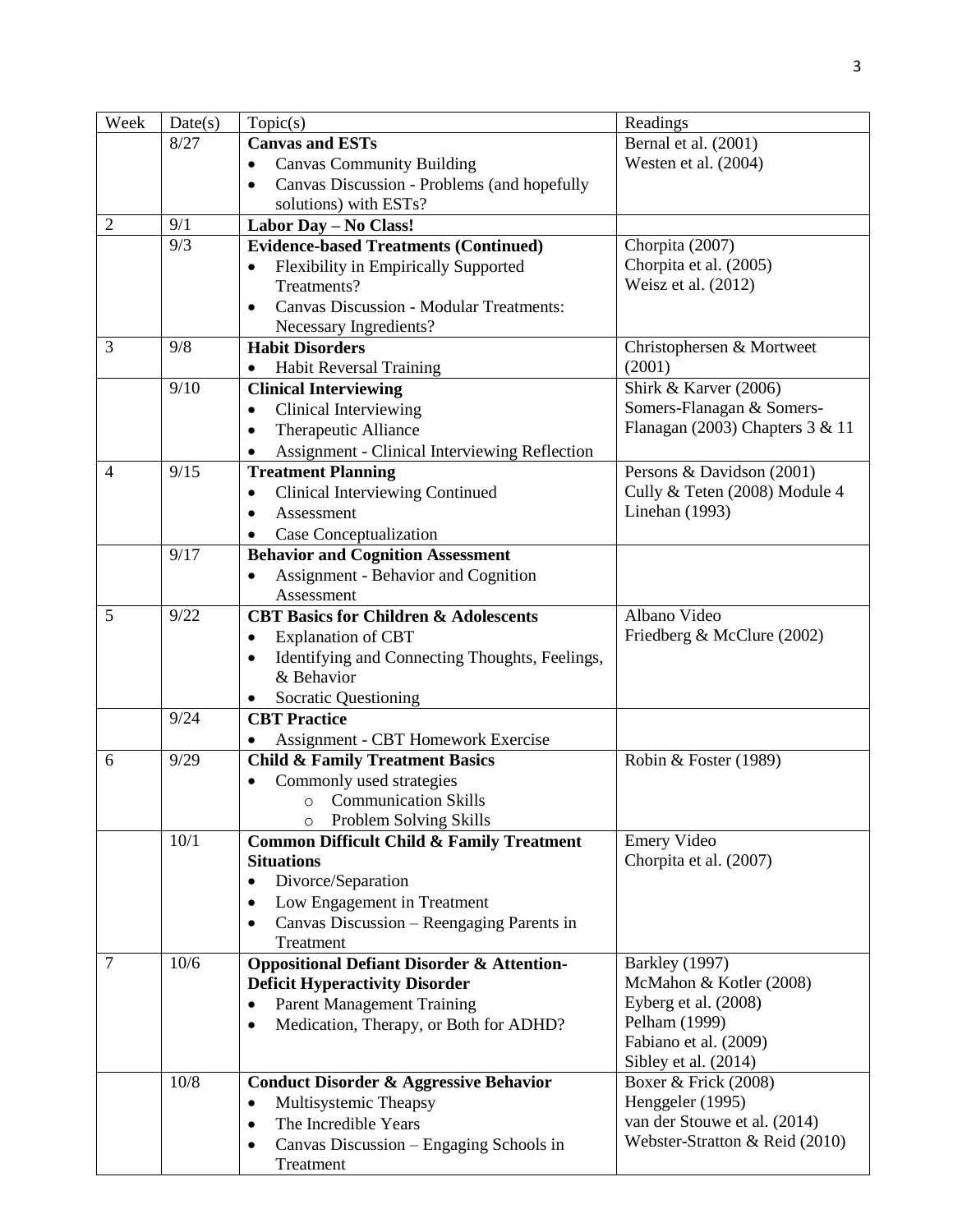| Week | Date(s) | Topic(s) | Readings |
|---|---|---|---|
| | 8/27 | **Canvas and ESTs**<br>• Canvas Community Building<br>• Canvas Discussion - Problems (and hopefully solutions) with ESTs? | Bernal et al. (2001)<br>Westen et al. (2004) |
| 2 | 9/1 | **Labor Day – No Class!** | |
| | 9/3 | **Evidence-based Treatments (Continued)**<br>• Flexibility in Empirically Supported Treatments?<br>• Canvas Discussion - Modular Treatments: Necessary Ingredients? | Chorpita (2007)<br>Chorpita et al. (2005)<br>Weisz et al. (2012) |
| 3 | 9/8 | **Habit Disorders**<br>• Habit Reversal Training | Christophersen & Mortweet (2001) |
| | 9/10 | **Clinical Interviewing**<br>• Clinical Interviewing<br>• Therapeutic Alliance<br>• Assignment - Clinical Interviewing Reflection | Shirk & Karver (2006)<br>Somers-Flanagan & Somers-Flanagan (2003) Chapters 3 & 11 |
| 4 | 9/15 | **Treatment Planning**<br>• Clinical Interviewing Continued<br>• Assessment<br>• Case Conceptualization | Persons & Davidson (2001)<br>Cully & Teten (2008) Module 4<br>Linehan (1993) |
| | 9/17 | **Behavior and Cognition Assessment**<br>• Assignment - Behavior and Cognition Assessment | |
| 5 | 9/22 | **CBT Basics for Children & Adolescents**<br>• Explanation of CBT<br>• Identifying and Connecting Thoughts, Feelings, & Behavior<br>• Socratic Questioning | Albano Video<br>Friedberg & McClure (2002) |
| | 9/24 | **CBT Practice**<br>• Assignment - CBT Homework Exercise | |
| 6 | 9/29 | **Child & Family Treatment Basics**<br>• Commonly used strategies<br>  ○ Communication Skills<br>  ○ Problem Solving Skills | Robin & Foster (1989) |
| | 10/1 | **Common Difficult Child & Family Treatment Situations**<br>• Divorce/Separation<br>• Low Engagement in Treatment<br>• Canvas Discussion – Reengaging Parents in Treatment | Emery Video<br>Chorpita et al. (2007) |
| 7 | 10/6 | **Oppositional Defiant Disorder & Attention-Deficit Hyperactivity Disorder**<br>• Parent Management Training<br>• Medication, Therapy, or Both for ADHD? | Barkley (1997)<br>McMahon & Kotler (2008)<br>Eyberg et al. (2008)<br>Pelham (1999)<br>Fabiano et al. (2009)<br>Sibley et al. (2014) |
| | 10/8 | **Conduct Disorder & Aggressive Behavior**<br>• Multisystemic Theapsy<br>• The Incredible Years<br>• Canvas Discussion – Engaging Schools in Treatment | Boxer & Frick (2008)<br>Henggeler (1995)<br>van der Stouwe et al. (2014)<br>Webster-Stratton & Reid (2010) |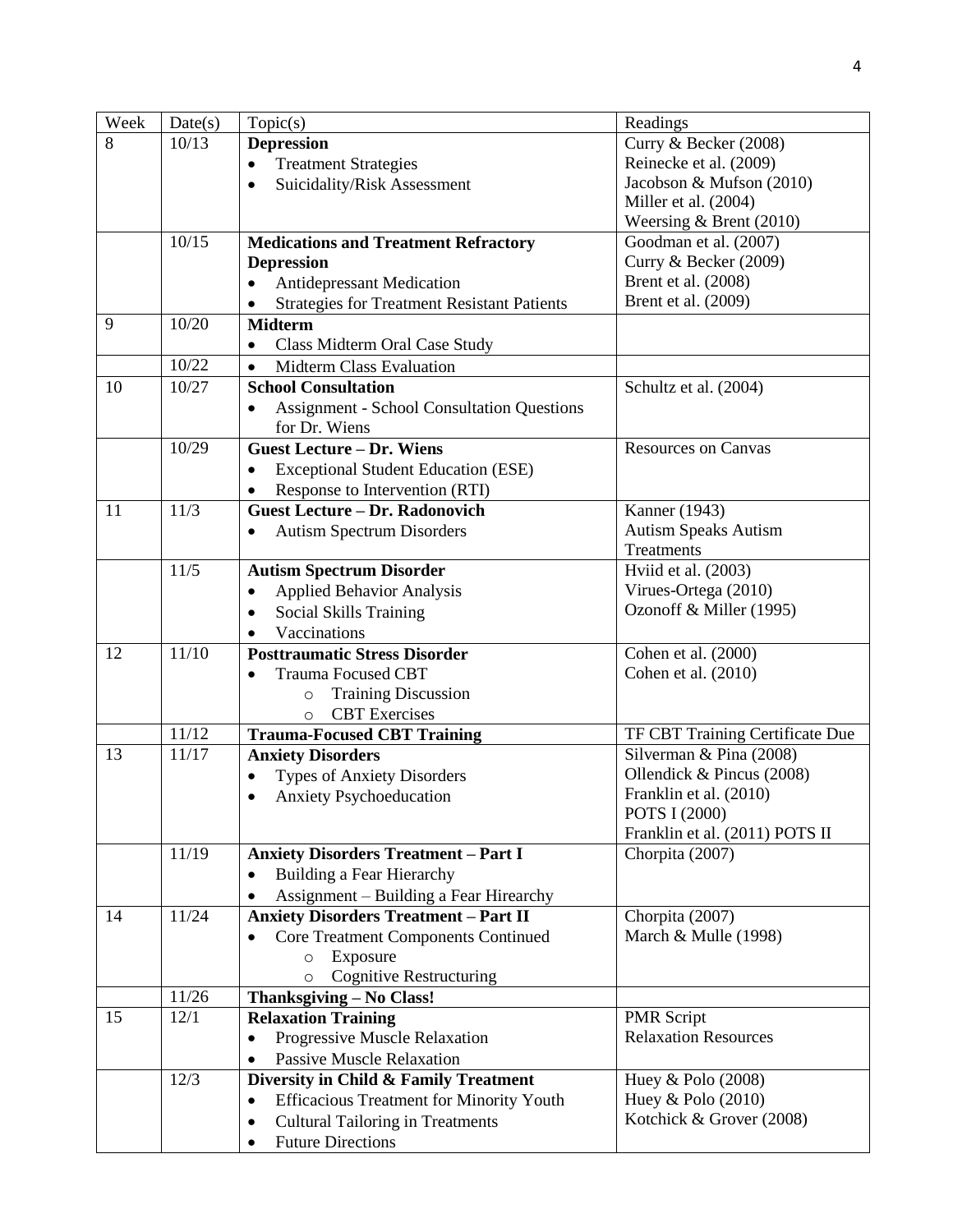| Week | Date(s) | Topic(s) | Readings |
|---|---|---|---|
| 8 | 10/13 | **Depression**<br>• Treatment Strategies<br>• Suicidality/Risk Assessment | Curry & Becker (2008)<br>Reinecke et al. (2009)<br>Jacobson & Mufson (2010)<br>Miller et al. (2004)<br>Weersing & Brent (2010) |
| | 10/15 | **Medications and Treatment Refractory Depression**<br>• Antidepressant Medication<br>• Strategies for Treatment Resistant Patients | Goodman et al. (2007)<br>Curry & Becker (2009)<br>Brent et al. (2008)<br>Brent et al. (2009) |
| 9 | 10/20 | **Midterm**<br>• Class Midterm Oral Case Study | |
| | 10/22 | • Midterm Class Evaluation | |
| 10 | 10/27 | **School Consultation**<br>• Assignment - School Consultation Questions for Dr. Wiens | Schultz et al. (2004) |
| | 10/29 | **Guest Lecture – Dr. Wiens**<br>• Exceptional Student Education (ESE)<br>• Response to Intervention (RTI) | Resources on Canvas |
| 11 | 11/3 | **Guest Lecture – Dr. Radonovich**<br>• Autism Spectrum Disorders | Kanner (1943)<br>Autism Speaks Autism Treatments |
| | 11/5 | **Autism Spectrum Disorder**<br>• Applied Behavior Analysis<br>• Social Skills Training<br>• Vaccinations | Hviid et al. (2003)<br>Virues-Ortega (2010)<br>Ozonoff & Miller (1995) |
| 12 | 11/10 | **Posttraumatic Stress Disorder**<br>• Trauma Focused CBT<br>  ○ Training Discussion<br>  ○ CBT Exercises | Cohen et al. (2000)<br>Cohen et al. (2010) |
| | 11/12 | **Trauma-Focused CBT Training** | TF CBT Training Certificate Due |
| 13 | 11/17 | **Anxiety Disorders**<br>• Types of Anxiety Disorders<br>• Anxiety Psychoeducation | Silverman & Pina (2008)<br>Ollendick & Pincus (2008)<br>Franklin et al. (2010)<br>POTS I (2000)<br>Franklin et al. (2011) POTS II |
| | 11/19 | **Anxiety Disorders Treatment – Part I**<br>• Building a Fear Hierarchy<br>• Assignment – Building a Fear Hirearchy | Chorpita (2007) |
| 14 | 11/24 | **Anxiety Disorders Treatment – Part II**<br>• Core Treatment Components Continued<br>  ○ Exposure<br>  ○ Cognitive Restructuring | Chorpita (2007)<br>March & Mulle (1998) |
| | 11/26 | **Thanksgiving – No Class!** | |
| 15 | 12/1 | **Relaxation Training**<br>• Progressive Muscle Relaxation<br>• Passive Muscle Relaxation | PMR Script<br>Relaxation Resources |
| | 12/3 | **Diversity in Child & Family Treatment**<br>• Efficacious Treatment for Minority Youth<br>• Cultural Tailoring in Treatments<br>• Future Directions | Huey & Polo (2008)<br>Huey & Polo (2010)<br>Kotchick & Grover (2008) |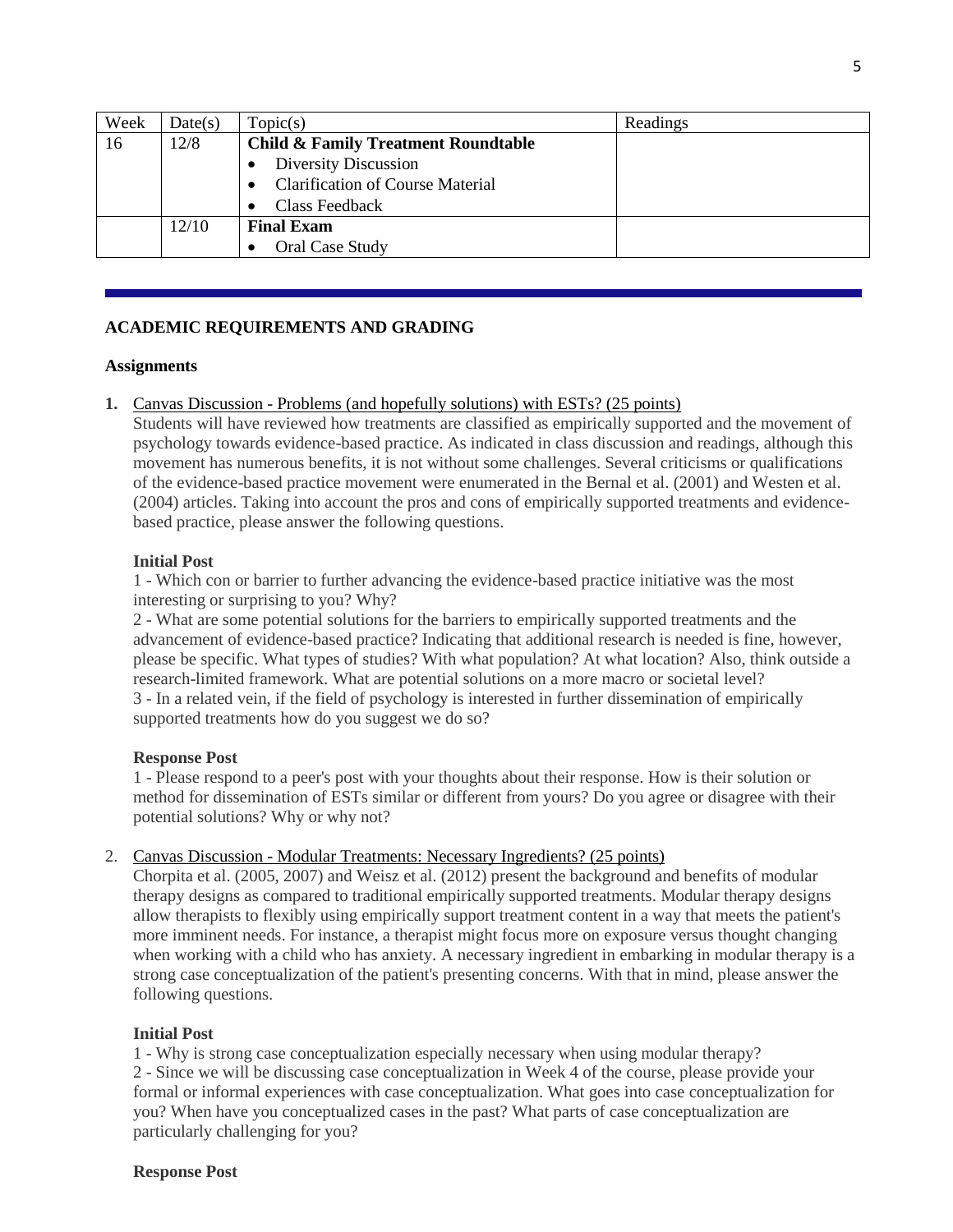| Week | Date(s) | Topic(s) | Readings |
|---|---|---|---|
| 16 | 12/8 | **Child & Family Treatment Roundtable**<br>• Diversity Discussion<br>• Clarification of Course Material<br>• Class Feedback | |
| | 12/10 | **Final Exam**<br>• Oral Case Study | |

---

## ACADEMIC REQUIREMENTS AND GRADING

### Assignments

1. Canvas Discussion - Problems (and hopefully solutions) with ESTs? (25 points)

   Students will have reviewed how treatments are classified as empirically supported and the movement of psychology towards evidence-based practice. As indicated in class discussion and readings, although this movement has numerous benefits, it is not without some challenges. Several criticisms or qualifications of the evidence-based practice movement were enumerated in the Bernal et al. (2001) and Westen et al. (2004) articles. Taking into account the pros and cons of empirically supported treatments and evidence-based practice, please answer the following questions.

   **Initial Post**

   1 - Which con or barrier to further advancing the evidence-based practice initiative was the most interesting or surprising to you? Why?

   2 - What are some potential solutions for the barriers to empirically supported treatments and the advancement of evidence-based practice? Indicating that additional research is needed is fine, however, please be specific. What types of studies? With what population? At what location? Also, think outside a research-limited framework. What are potential solutions on a more macro or societal level?

   3 - In a related vein, if the field of psychology is interested in further dissemination of empirically supported treatments how do you suggest we do so?

   **Response Post**

   1 - Please respond to a peer's post with your thoughts about their response. How is their solution or method for dissemination of ESTs similar or different from yours? Do you agree or disagree with their potential solutions? Why or why not?

2. Canvas Discussion - Modular Treatments: Necessary Ingredients? (25 points)

   Chorpita et al. (2005, 2007) and Weisz et al. (2012) present the background and benefits of modular therapy designs as compared to traditional empirically supported treatments. Modular therapy designs allow therapists to flexibly using empirically support treatment content in a way that meets the patient's more imminent needs. For instance, a therapist might focus more on exposure versus thought changing when working with a child who has anxiety. A necessary ingredient in embarking in modular therapy is a strong case conceptualization of the patient's presenting concerns. With that in mind, please answer the following questions.

   **Initial Post**

   1 - Why is strong case conceptualization especially necessary when using modular therapy?

   2 - Since we will be discussing case conceptualization in Week 4 of the course, please provide your formal or informal experiences with case conceptualization. What goes into case conceptualization for you? When have you conceptualized cases in the past? What parts of case conceptualization are particularly challenging for you?

   **Response Post**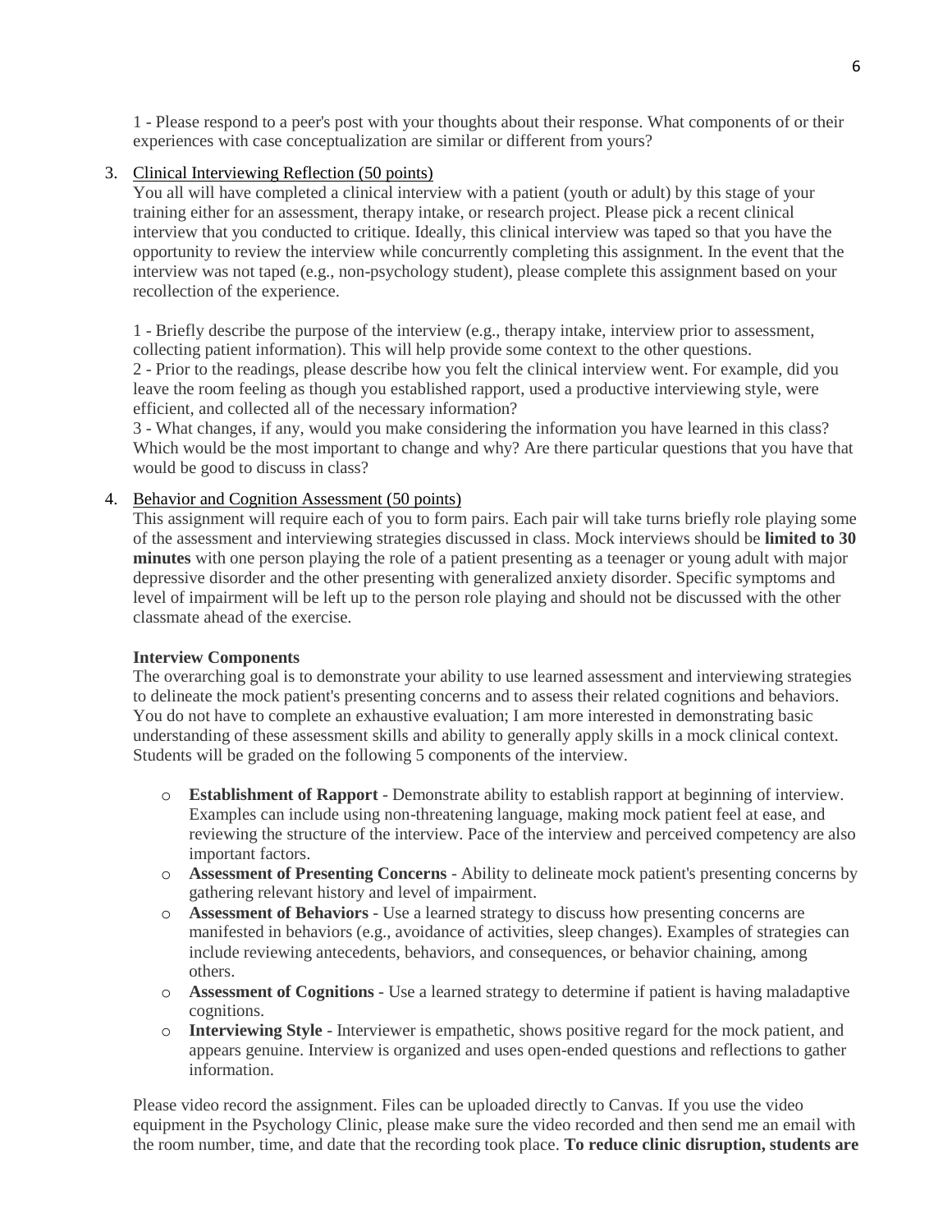1 - Please respond to a peer's post with your thoughts about their response. What components of or their experiences with case conceptualization are similar or different from yours?

3. Clinical Interviewing Reflection (50 points)

You all will have completed a clinical interview with a patient (youth or adult) by this stage of your training either for an assessment, therapy intake, or research project. Please pick a recent clinical interview that you conducted to critique. Ideally, this clinical interview was taped so that you have the opportunity to review the interview while concurrently completing this assignment. In the event that the interview was not taped (e.g., non-psychology student), please complete this assignment based on your recollection of the experience.

1 - Briefly describe the purpose of the interview (e.g., therapy intake, interview prior to assessment, collecting patient information). This will help provide some context to the other questions.
2 - Prior to the readings, please describe how you felt the clinical interview went. For example, did you leave the room feeling as though you established rapport, used a productive interviewing style, were efficient, and collected all of the necessary information?
3 - What changes, if any, would you make considering the information you have learned in this class? Which would be the most important to change and why? Are there particular questions that you have that would be good to discuss in class?

4. Behavior and Cognition Assessment (50 points)

This assignment will require each of you to form pairs. Each pair will take turns briefly role playing some of the assessment and interviewing strategies discussed in class. Mock interviews should be **limited to 30 minutes** with one person playing the role of a patient presenting as a teenager or young adult with major depressive disorder and the other presenting with generalized anxiety disorder. Specific symptoms and level of impairment will be left up to the person role playing and should not be discussed with the other classmate ahead of the exercise.

**Interview Components**

The overarching goal is to demonstrate your ability to use learned assessment and interviewing strategies to delineate the mock patient's presenting concerns and to assess their related cognitions and behaviors. You do not have to complete an exhaustive evaluation; I am more interested in demonstrating basic understanding of these assessment skills and ability to generally apply skills in a mock clinical context. Students will be graded on the following 5 components of the interview.

- **Establishment of Rapport** - Demonstrate ability to establish rapport at beginning of interview. Examples can include using non-threatening language, making mock patient feel at ease, and reviewing the structure of the interview. Pace of the interview and perceived competency are also important factors.
- **Assessment of Presenting Concerns** - Ability to delineate mock patient's presenting concerns by gathering relevant history and level of impairment.
- **Assessment of Behaviors** - Use a learned strategy to discuss how presenting concerns are manifested in behaviors (e.g., avoidance of activities, sleep changes). Examples of strategies can include reviewing antecedents, behaviors, and consequences, or behavior chaining, among others.
- **Assessment of Cognitions** - Use a learned strategy to determine if patient is having maladaptive cognitions.
- **Interviewing Style** - Interviewer is empathetic, shows positive regard for the mock patient, and appears genuine. Interview is organized and uses open-ended questions and reflections to gather information.

Please video record the assignment. Files can be uploaded directly to Canvas. If you use the video equipment in the Psychology Clinic, please make sure the video recorded and then send me an email with the room number, time, and date that the recording took place. **To reduce clinic disruption, students are**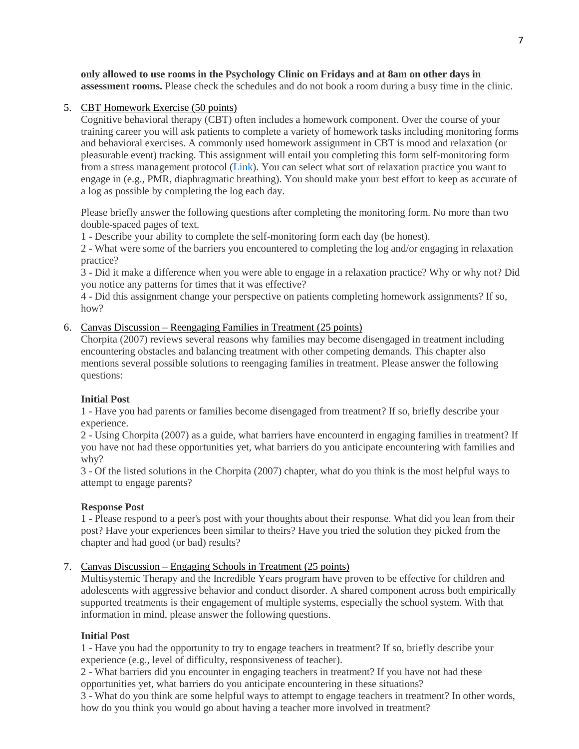**only allowed to use rooms in the Psychology Clinic on Fridays and at 8am on other days in assessment rooms.** Please check the schedules and do not book a room during a busy time in the clinic.

5. <u>CBT Homework Exercise (50 points)</u>

   Cognitive behavioral therapy (CBT) often includes a homework component. Over the course of your training career you will ask patients to complete a variety of homework tasks including monitoring forms and behavioral exercises. A commonly used homework assignment in CBT is mood and relaxation (or pleasurable event) tracking. This assignment will entail you completing this form self-monitoring form from a stress management protocol ([Link]). You can select what sort of relaxation practice you want to engage in (e.g., PMR, diaphragmatic breathing). You should make your best effort to keep as accurate of a log as possible by completing the log each day.

   Please briefly answer the following questions after completing the monitoring form. No more than two double-spaced pages of text.

   1 - Describe your ability to complete the self-monitoring form each day (be honest).

   2 - What were some of the barriers you encountered to completing the log and/or engaging in relaxation practice?

   3 - Did it make a difference when you were able to engage in a relaxation practice? Why or why not? Did you notice any patterns for times that it was effective?

   4 - Did this assignment change your perspective on patients completing homework assignments? If so, how?

6. <u>Canvas Discussion – Reengaging Families in Treatment (25 points)</u>

   Chorpita (2007) reviews several reasons why families may become disengaged in treatment including encountering obstacles and balancing treatment with other competing demands. This chapter also mentions several possible solutions to reengaging families in treatment. Please answer the following questions:

   **Initial Post**

   1 - Have you had parents or families become disengaged from treatment? If so, briefly describe your experience.

   2 - Using Chorpita (2007) as a guide, what barriers have encounterd in engaging families in treatment? If you have not had these opportunities yet, what barriers do you anticipate encountering with families and why?

   3 - Of the listed solutions in the Chorpita (2007) chapter, what do you think is the most helpful ways to attempt to engage parents?

   **Response Post**

   1 - Please respond to a peer's post with your thoughts about their response. What did you lean from their post? Have your experiences been similar to theirs? Have you tried the solution they picked from the chapter and had good (or bad) results?

7. <u>Canvas Discussion – Engaging Schools in Treatment (25 points)</u>

   Multisystemic Therapy and the Incredible Years program have proven to be effective for children and adolescents with aggressive behavior and conduct disorder. A shared component across both empirically supported treatments is their engagement of multiple systems, especially the school system. With that information in mind, please answer the following questions.

   **Initial Post**

   1 - Have you had the opportunity to try to engage teachers in treatment? If so, briefly describe your experience (e.g., level of difficulty, responsiveness of teacher).

   2 - What barriers did you encounter in engaging teachers in treatment? If you have not had these opportunities yet, what barriers do you anticipate encountering in these situations?

   3 - What do you think are some helpful ways to attempt to engage teachers in treatment? In other words, how do you think you would go about having a teacher more involved in treatment?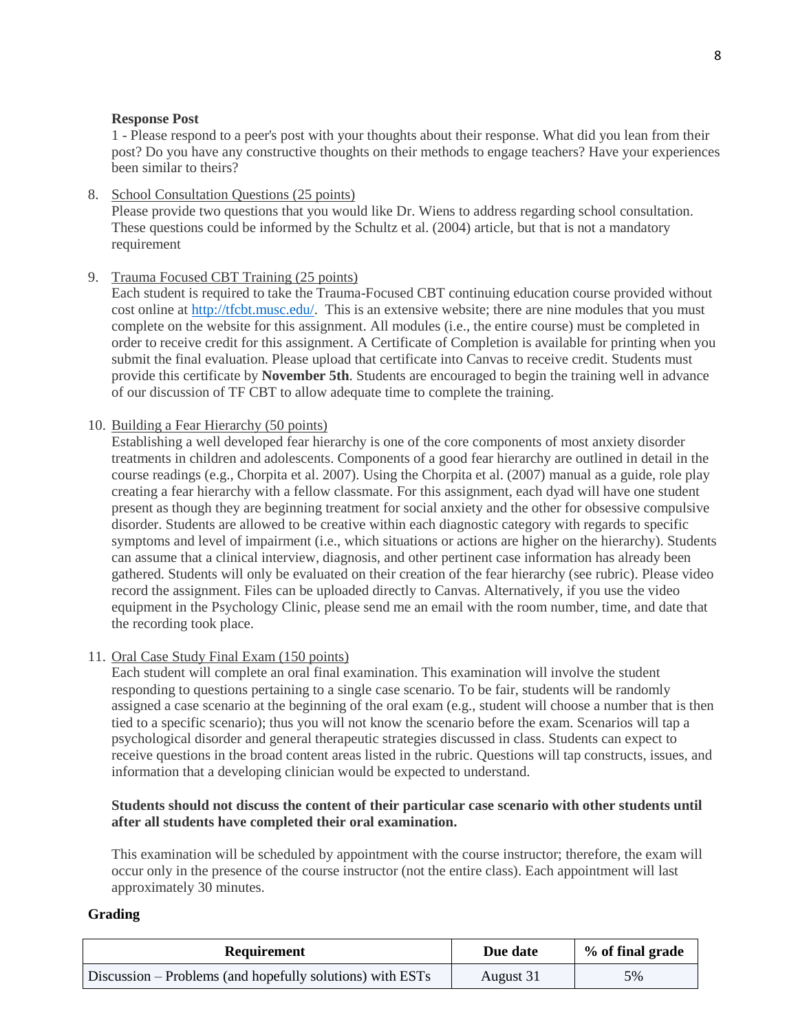**Response Post**

1 - Please respond to a peer's post with your thoughts about their response. What did you lean from their post? Do you have any constructive thoughts on their methods to engage teachers? Have your experiences been similar to theirs?

8. School Consultation Questions (25 points)
   Please provide two questions that you would like Dr. Wiens to address regarding school consultation. These questions could be informed by the Schultz et al. (2004) article, but that is not a mandatory requirement

9. Trauma Focused CBT Training (25 points)
   Each student is required to take the Trauma-Focused CBT continuing education course provided without cost online at [http://tfcbt.musc.edu/](http://tfcbt.musc.edu/). This is an extensive website; there are nine modules that you must complete on the website for this assignment. All modules (i.e., the entire course) must be completed in order to receive credit for this assignment. A Certificate of Completion is available for printing when you submit the final evaluation. Please upload that certificate into Canvas to receive credit. Students must provide this certificate by **November 5th**. Students are encouraged to begin the training well in advance of our discussion of TF CBT to allow adequate time to complete the training.

10. Building a Fear Hierarchy (50 points)
    Establishing a well developed fear hierarchy is one of the core components of most anxiety disorder treatments in children and adolescents. Components of a good fear hierarchy are outlined in detail in the course readings (e.g., Chorpita et al. 2007). Using the Chorpita et al. (2007) manual as a guide, role play creating a fear hierarchy with a fellow classmate. For this assignment, each dyad will have one student present as though they are beginning treatment for social anxiety and the other for obsessive compulsive disorder. Students are allowed to be creative within each diagnostic category with regards to specific symptoms and level of impairment (i.e., which situations or actions are higher on the hierarchy). Students can assume that a clinical interview, diagnosis, and other pertinent case information has already been gathered. Students will only be evaluated on their creation of the fear hierarchy (see rubric). Please video record the assignment. Files can be uploaded directly to Canvas. Alternatively, if you use the video equipment in the Psychology Clinic, please send me an email with the room number, time, and date that the recording took place.

11. Oral Case Study Final Exam (150 points)
    Each student will complete an oral final examination. This examination will involve the student responding to questions pertaining to a single case scenario. To be fair, students will be randomly assigned a case scenario at the beginning of the oral exam (e.g., student will choose a number that is then tied to a specific scenario); thus you will not know the scenario before the exam. Scenarios will tap a psychological disorder and general therapeutic strategies discussed in class. Students can expect to receive questions in the broad content areas listed in the rubric. Questions will tap constructs, issues, and information that a developing clinician would be expected to understand.

    **Students should not discuss the content of their particular case scenario with other students until after all students have completed their oral examination.**

    This examination will be scheduled by appointment with the course instructor; therefore, the exam will occur only in the presence of the course instructor (not the entire class). Each appointment will last approximately 30 minutes.

**Grading**

| Requirement | Due date | % of final grade |
|---|---|---|
| Discussion – Problems (and hopefully solutions) with ESTs | August 31 | 5% |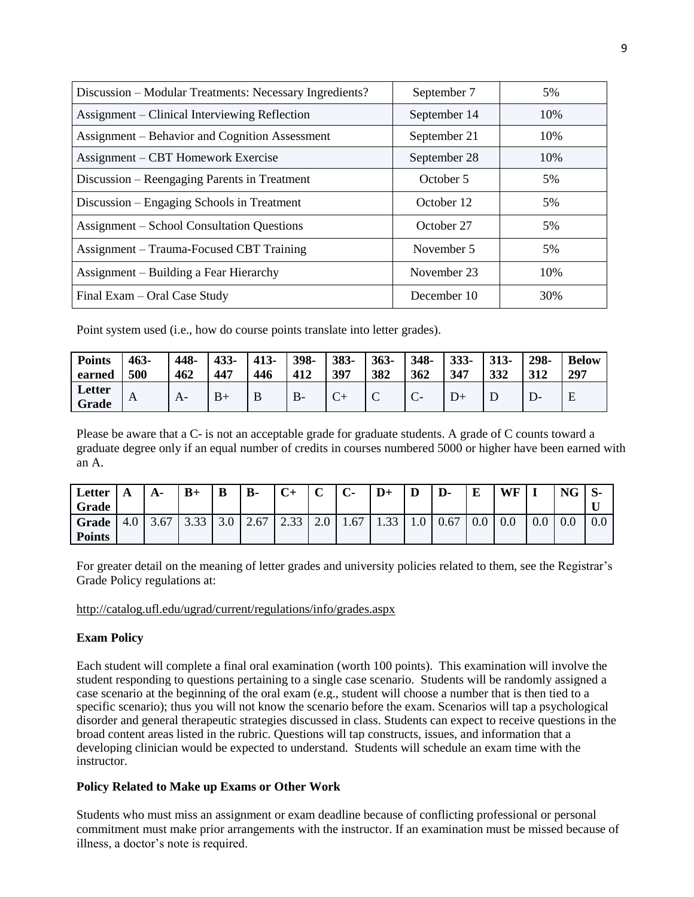| Discussion – Modular Treatments: Necessary Ingredients? | September 7 | 5% |
|---|---|---|
| Assignment – Clinical Interviewing Reflection | September 14 | 10% |
| Assignment – Behavior and Cognition Assessment | September 21 | 10% |
| Assignment – CBT Homework Exercise | September 28 | 10% |
| Discussion – Reengaging Parents in Treatment | October 5 | 5% |
| Discussion – Engaging Schools in Treatment | October 12 | 5% |
| Assignment – School Consultation Questions | October 27 | 5% |
| Assignment – Trauma-Focused CBT Training | November 5 | 5% |
| Assignment – Building a Fear Hierarchy | November 23 | 10% |
| Final Exam – Oral Case Study | December 10 | 30% |

Point system used (i.e., how do course points translate into letter grades).

| **Points earned** | **463-500** | **448-462** | **433-447** | **413-446** | **398-412** | **383-397** | **363-382** | **348-362** | **333-347** | **313-332** | **298-312** | **Below 297** |
|---|---|---|---|---|---|---|---|---|---|---|---|---|
| **Letter Grade** | A | A- | B+ | B | B- | C+ | C | C- | D+ | D | D- | E |

Please be aware that a C- is not an acceptable grade for graduate students. A grade of C counts toward a graduate degree only if an equal number of credits in courses numbered 5000 or higher have been earned with an A.

| **Letter Grade** | **A** | **A-** | **B+** | **B** | **B-** | **C+** | **C** | **C-** | **D+** | **D** | **D-** | **E** | **WF** | **I** | **NG** | **S-U** |
|---|---|---|---|---|---|---|---|---|---|---|---|---|---|---|---|---|
| **Grade Points** | 4.0 | 3.67 | 3.33 | 3.0 | 2.67 | 2.33 | 2.0 | 1.67 | 1.33 | 1.0 | 0.67 | 0.0 | 0.0 | 0.0 | 0.0 | 0.0 |

For greater detail on the meaning of letter grades and university policies related to them, see the Registrar's Grade Policy regulations at:

http://catalog.ufl.edu/ugrad/current/regulations/info/grades.aspx

**Exam Policy**

Each student will complete a final oral examination (worth 100 points). This examination will involve the student responding to questions pertaining to a single case scenario. Students will be randomly assigned a case scenario at the beginning of the oral exam (e.g., student will choose a number that is then tied to a specific scenario); thus you will not know the scenario before the exam. Scenarios will tap a psychological disorder and general therapeutic strategies discussed in class. Students can expect to receive questions in the broad content areas listed in the rubric. Questions will tap constructs, issues, and information that a developing clinician would be expected to understand. Students will schedule an exam time with the instructor.

**Policy Related to Make up Exams or Other Work**

Students who must miss an assignment or exam deadline because of conflicting professional or personal commitment must make prior arrangements with the instructor. If an examination must be missed because of illness, a doctor's note is required.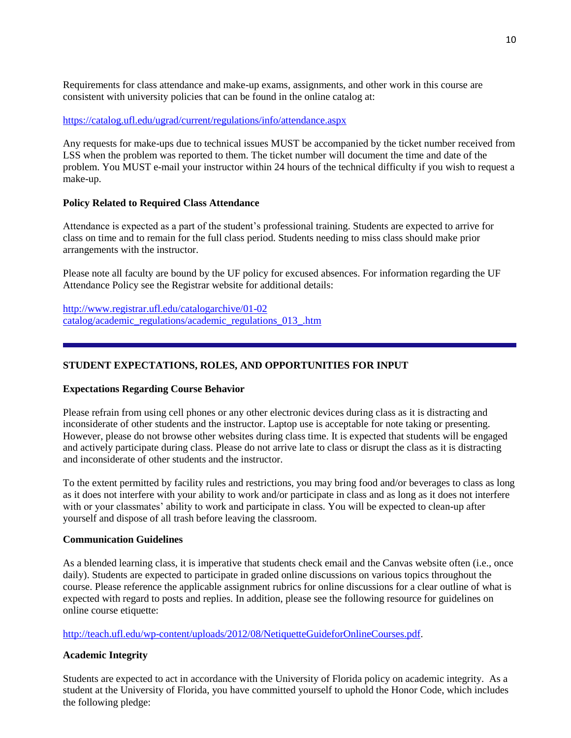Requirements for class attendance and make-up exams, assignments, and other work in this course are consistent with university policies that can be found in the online catalog at:

https://catalog.ufl.edu/ugrad/current/regulations/info/attendance.aspx

Any requests for make-ups due to technical issues MUST be accompanied by the ticket number received from LSS when the problem was reported to them. The ticket number will document the time and date of the problem. You MUST e-mail your instructor within 24 hours of the technical difficulty if you wish to request a make-up.

**Policy Related to Required Class Attendance**

Attendance is expected as a part of the student's professional training. Students are expected to arrive for class on time and to remain for the full class period. Students needing to miss class should make prior arrangements with the instructor.

Please note all faculty are bound by the UF policy for excused absences. For information regarding the UF Attendance Policy see the Registrar website for additional details:

http://www.registrar.ufl.edu/catalogarchive/01-02 catalog/academic_regulations/academic_regulations_013_.htm

---

## STUDENT EXPECTATIONS, ROLES, AND OPPORTUNITIES FOR INPUT

**Expectations Regarding Course Behavior**

Please refrain from using cell phones or any other electronic devices during class as it is distracting and inconsiderate of other students and the instructor. Laptop use is acceptable for note taking or presenting. However, please do not browse other websites during class time. It is expected that students will be engaged and actively participate during class. Please do not arrive late to class or disrupt the class as it is distracting and inconsiderate of other students and the instructor.

To the extent permitted by facility rules and restrictions, you may bring food and/or beverages to class as long as it does not interfere with your ability to work and/or participate in class and as long as it does not interfere with or your classmates' ability to work and participate in class. You will be expected to clean-up after yourself and dispose of all trash before leaving the classroom.

**Communication Guidelines**

As a blended learning class, it is imperative that students check email and the Canvas website often (i.e., once daily). Students are expected to participate in graded online discussions on various topics throughout the course. Please reference the applicable assignment rubrics for online discussions for a clear outline of what is expected with regard to posts and replies. In addition, please see the following resource for guidelines on online course etiquette:

http://teach.ufl.edu/wp-content/uploads/2012/08/NetiquetteGuideforOnlineCourses.pdf.

**Academic Integrity**

Students are expected to act in accordance with the University of Florida policy on academic integrity. As a student at the University of Florida, you have committed yourself to uphold the Honor Code, which includes the following pledge: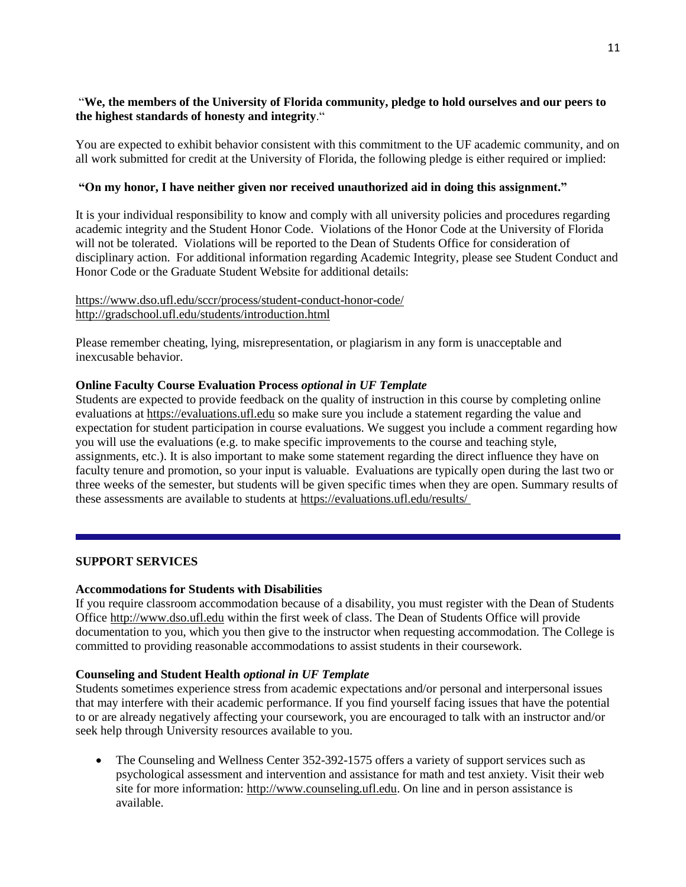"**We, the members of the University of Florida community, pledge to hold ourselves and our peers to the highest standards of honesty and integrity**."

You are expected to exhibit behavior consistent with this commitment to the UF academic community, and on all work submitted for credit at the University of Florida, the following pledge is either required or implied:

**"On my honor, I have neither given nor received unauthorized aid in doing this assignment."**

It is your individual responsibility to know and comply with all university policies and procedures regarding academic integrity and the Student Honor Code. Violations of the Honor Code at the University of Florida will not be tolerated. Violations will be reported to the Dean of Students Office for consideration of disciplinary action. For additional information regarding Academic Integrity, please see Student Conduct and Honor Code or the Graduate Student Website for additional details:

https://www.dso.ufl.edu/sccr/process/student-conduct-honor-code/
http://gradschool.ufl.edu/students/introduction.html

Please remember cheating, lying, misrepresentation, or plagiarism in any form is unacceptable and inexcusable behavior.

**Online Faculty Course Evaluation Process** ***optional in UF Template***
Students are expected to provide feedback on the quality of instruction in this course by completing online evaluations at https://evaluations.ufl.edu so make sure you include a statement regarding the value and expectation for student participation in course evaluations. We suggest you include a comment regarding how you will use the evaluations (e.g. to make specific improvements to the course and teaching style, assignments, etc.). It is also important to make some statement regarding the direct influence they have on faculty tenure and promotion, so your input is valuable. Evaluations are typically open during the last two or three weeks of the semester, but students will be given specific times when they are open. Summary results of these assessments are available to students at https://evaluations.ufl.edu/results/

---

## SUPPORT SERVICES

**Accommodations for Students with Disabilities**
If you require classroom accommodation because of a disability, you must register with the Dean of Students Office http://www.dso.ufl.edu within the first week of class. The Dean of Students Office will provide documentation to you, which you then give to the instructor when requesting accommodation. The College is committed to providing reasonable accommodations to assist students in their coursework.

**Counseling and Student Health** ***optional in UF Template***
Students sometimes experience stress from academic expectations and/or personal and interpersonal issues that may interfere with their academic performance. If you find yourself facing issues that have the potential to or are already negatively affecting your coursework, you are encouraged to talk with an instructor and/or seek help through University resources available to you.

- The Counseling and Wellness Center 352-392-1575 offers a variety of support services such as psychological assessment and intervention and assistance for math and test anxiety. Visit their web site for more information: http://www.counseling.ufl.edu. On line and in person assistance is available.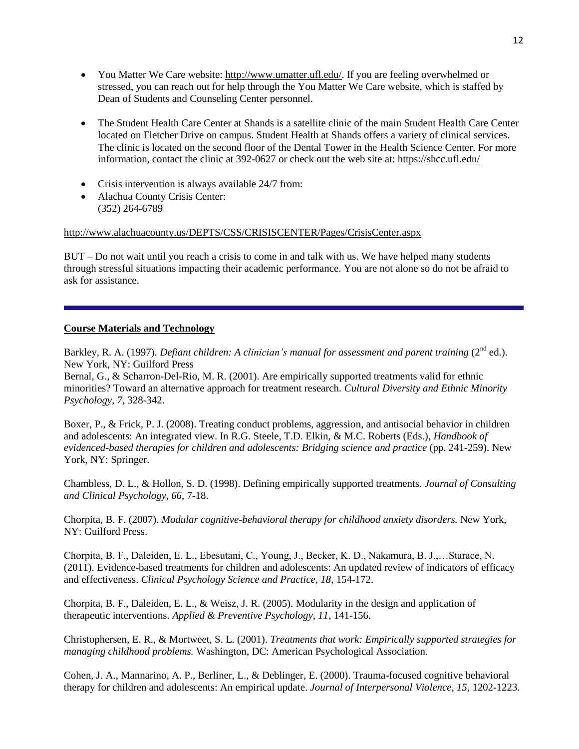- You Matter We Care website: http://www.umatter.ufl.edu/. If you are feeling overwhelmed or stressed, you can reach out for help through the You Matter We Care website, which is staffed by Dean of Students and Counseling Center personnel.

- The Student Health Care Center at Shands is a satellite clinic of the main Student Health Care Center located on Fletcher Drive on campus. Student Health at Shands offers a variety of clinical services. The clinic is located on the second floor of the Dental Tower in the Health Science Center. For more information, contact the clinic at 392-0627 or check out the web site at: https://shcc.ufl.edu/

- Crisis intervention is always available 24/7 from:
- Alachua County Crisis Center:
  (352) 264-6789

http://www.alachuacounty.us/DEPTS/CSS/CRISISCENTER/Pages/CrisisCenter.aspx

BUT – Do not wait until you reach a crisis to come in and talk with us. We have helped many students through stressful situations impacting their academic performance. You are not alone so do not be afraid to ask for assistance.

---

## Course Materials and Technology

Barkley, R. A. (1997). *Defiant children: A clinician's manual for assessment and parent training* (2nd ed.). New York, NY: Guilford Press

Bernal, G., & Scharron-Del-Rio, M. R. (2001). Are empirically supported treatments valid for ethnic minorities? Toward an alternative approach for treatment research. *Cultural Diversity and Ethnic Minority Psychology, 7*, 328-342.

Boxer, P., & Frick, P. J. (2008). Treating conduct problems, aggression, and antisocial behavior in children and adolescents: An integrated view. In R.G. Steele, T.D. Elkin, & M.C. Roberts (Eds.), *Handbook of evidenced-based therapies for children and adolescents: Bridging science and practice* (pp. 241-259). New York, NY: Springer.

Chambless, D. L., & Hollon, S. D. (1998). Defining empirically supported treatments. *Journal of Consulting and Clinical Psychology, 66*, 7-18.

Chorpita, B. F. (2007). *Modular cognitive-behavioral therapy for childhood anxiety disorders.* New York, NY: Guilford Press.

Chorpita, B. F., Daleiden, E. L., Ebesutani, C., Young, J., Becker, K. D., Nakamura, B. J.,…Starace, N. (2011). Evidence-based treatments for children and adolescents: An updated review of indicators of efficacy and effectiveness. *Clinical Psychology Science and Practice, 18*, 154-172.

Chorpita, B. F., Daleiden, E. L., & Weisz, J. R. (2005). Modularity in the design and application of therapeutic interventions. *Applied & Preventive Psychology, 11*, 141-156.

Christophersen, E. R., & Mortweet, S. L. (2001). *Treatments that work: Empirically supported strategies for managing childhood problems.* Washington, DC: American Psychological Association.

Cohen, J. A., Mannarino, A. P., Berliner, L., & Deblinger, E. (2000). Trauma-focused cognitive behavioral therapy for children and adolescents: An empirical update. *Journal of Interpersonal Violence, 15*, 1202-1223.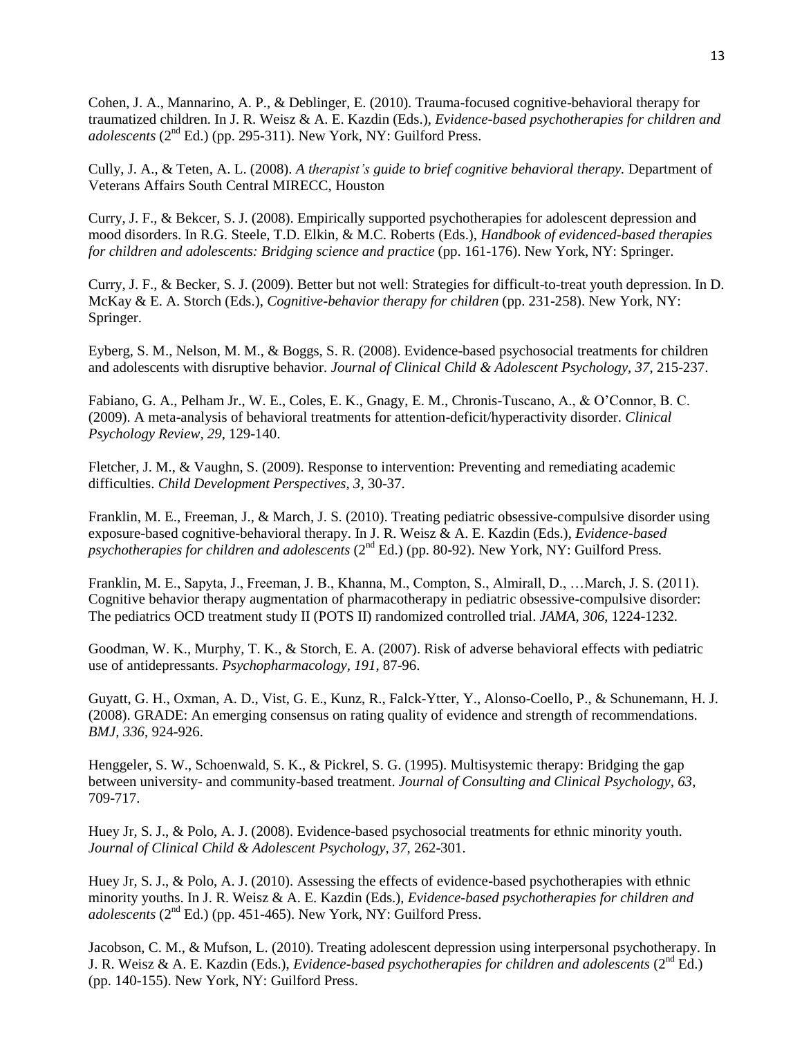Cohen, J. A., Mannarino, A. P., & Deblinger, E. (2010). Trauma-focused cognitive-behavioral therapy for traumatized children. In J. R. Weisz & A. E. Kazdin (Eds.), *Evidence-based psychotherapies for children and adolescents* (2nd Ed.) (pp. 295-311). New York, NY: Guilford Press.

Cully, J. A., & Teten, A. L. (2008). *A therapist's guide to brief cognitive behavioral therapy.* Department of Veterans Affairs South Central MIRECC, Houston

Curry, J. F., & Bekcer, S. J. (2008). Empirically supported psychotherapies for adolescent depression and mood disorders. In R.G. Steele, T.D. Elkin, & M.C. Roberts (Eds.), *Handbook of evidenced-based therapies for children and adolescents: Bridging science and practice* (pp. 161-176). New York, NY: Springer.

Curry, J. F., & Becker, S. J. (2009). Better but not well: Strategies for difficult-to-treat youth depression. In D. McKay & E. A. Storch (Eds.), *Cognitive-behavior therapy for children* (pp. 231-258). New York, NY: Springer.

Eyberg, S. M., Nelson, M. M., & Boggs, S. R. (2008). Evidence-based psychosocial treatments for children and adolescents with disruptive behavior. *Journal of Clinical Child & Adolescent Psychology, 37*, 215-237.

Fabiano, G. A., Pelham Jr., W. E., Coles, E. K., Gnagy, E. M., Chronis-Tuscano, A., & O'Connor, B. C. (2009). A meta-analysis of behavioral treatments for attention-deficit/hyperactivity disorder. *Clinical Psychology Review, 29*, 129-140.

Fletcher, J. M., & Vaughn, S. (2009). Response to intervention: Preventing and remediating academic difficulties. *Child Development Perspectives, 3*, 30-37.

Franklin, M. E., Freeman, J., & March, J. S. (2010). Treating pediatric obsessive-compulsive disorder using exposure-based cognitive-behavioral therapy. In J. R. Weisz & A. E. Kazdin (Eds.), *Evidence-based psychotherapies for children and adolescents* (2nd Ed.) (pp. 80-92). New York, NY: Guilford Press.

Franklin, M. E., Sapyta, J., Freeman, J. B., Khanna, M., Compton, S., Almirall, D., …March, J. S. (2011). Cognitive behavior therapy augmentation of pharmacotherapy in pediatric obsessive-compulsive disorder: The pediatrics OCD treatment study II (POTS II) randomized controlled trial. *JAMA, 306*, 1224-1232.

Goodman, W. K., Murphy, T. K., & Storch, E. A. (2007). Risk of adverse behavioral effects with pediatric use of antidepressants. *Psychopharmacology, 191*, 87-96.

Guyatt, G. H., Oxman, A. D., Vist, G. E., Kunz, R., Falck-Ytter, Y., Alonso-Coello, P., & Schunemann, H. J. (2008). GRADE: An emerging consensus on rating quality of evidence and strength of recommendations. *BMJ, 336*, 924-926.

Henggeler, S. W., Schoenwald, S. K., & Pickrel, S. G. (1995). Multisystemic therapy: Bridging the gap between university- and community-based treatment. *Journal of Consulting and Clinical Psychology, 63*, 709-717.

Huey Jr, S. J., & Polo, A. J. (2008). Evidence-based psychosocial treatments for ethnic minority youth. *Journal of Clinical Child & Adolescent Psychology, 37*, 262-301.

Huey Jr, S. J., & Polo, A. J. (2010). Assessing the effects of evidence-based psychotherapies with ethnic minority youths. In J. R. Weisz & A. E. Kazdin (Eds.), *Evidence-based psychotherapies for children and adolescents* (2nd Ed.) (pp. 451-465). New York, NY: Guilford Press.

Jacobson, C. M., & Mufson, L. (2010). Treating adolescent depression using interpersonal psychotherapy. In J. R. Weisz & A. E. Kazdin (Eds.), *Evidence-based psychotherapies for children and adolescents* (2nd Ed.) (pp. 140-155). New York, NY: Guilford Press.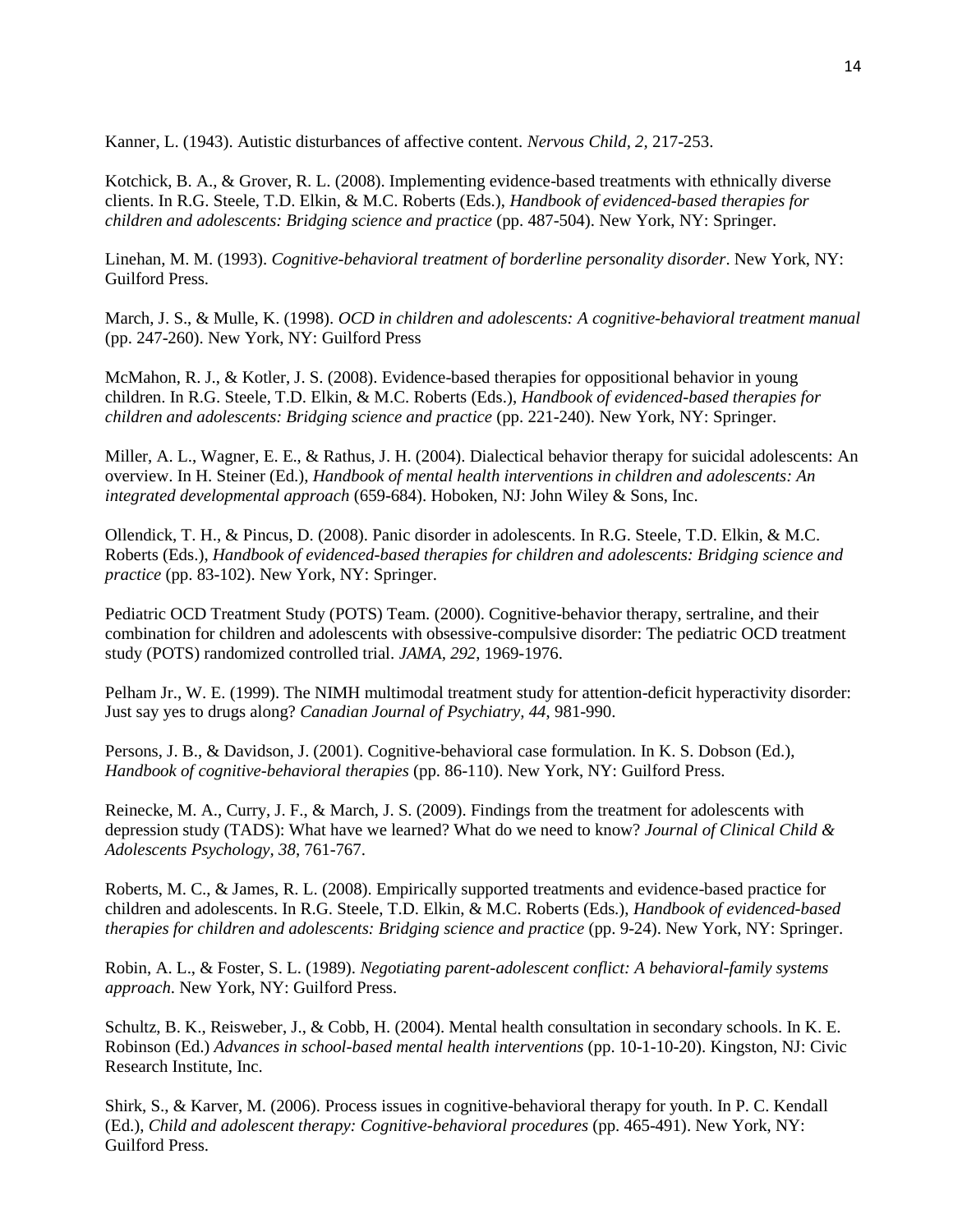Kanner, L. (1943). Autistic disturbances of affective content. *Nervous Child, 2*, 217-253.

Kotchick, B. A., & Grover, R. L. (2008). Implementing evidence-based treatments with ethnically diverse clients. In R.G. Steele, T.D. Elkin, & M.C. Roberts (Eds.), *Handbook of evidenced-based therapies for children and adolescents: Bridging science and practice* (pp. 487-504). New York, NY: Springer.

Linehan, M. M. (1993). *Cognitive-behavioral treatment of borderline personality disorder*. New York, NY: Guilford Press.

March, J. S., & Mulle, K. (1998). *OCD in children and adolescents: A cognitive-behavioral treatment manual* (pp. 247-260). New York, NY: Guilford Press

McMahon, R. J., & Kotler, J. S. (2008). Evidence-based therapies for oppositional behavior in young children. In R.G. Steele, T.D. Elkin, & M.C. Roberts (Eds.), *Handbook of evidenced-based therapies for children and adolescents: Bridging science and practice* (pp. 221-240). New York, NY: Springer.

Miller, A. L., Wagner, E. E., & Rathus, J. H. (2004). Dialectical behavior therapy for suicidal adolescents: An overview. In H. Steiner (Ed.), *Handbook of mental health interventions in children and adolescents: An integrated developmental approach* (659-684). Hoboken, NJ: John Wiley & Sons, Inc.

Ollendick, T. H., & Pincus, D. (2008). Panic disorder in adolescents. In R.G. Steele, T.D. Elkin, & M.C. Roberts (Eds.), *Handbook of evidenced-based therapies for children and adolescents: Bridging science and practice* (pp. 83-102). New York, NY: Springer.

Pediatric OCD Treatment Study (POTS) Team. (2000). Cognitive-behavior therapy, sertraline, and their combination for children and adolescents with obsessive-compulsive disorder: The pediatric OCD treatment study (POTS) randomized controlled trial. *JAMA, 292*, 1969-1976.

Pelham Jr., W. E. (1999). The NIMH multimodal treatment study for attention-deficit hyperactivity disorder: Just say yes to drugs along? *Canadian Journal of Psychiatry, 44*, 981-990.

Persons, J. B., & Davidson, J. (2001). Cognitive-behavioral case formulation. In K. S. Dobson (Ed.), *Handbook of cognitive-behavioral therapies* (pp. 86-110). New York, NY: Guilford Press.

Reinecke, M. A., Curry, J. F., & March, J. S. (2009). Findings from the treatment for adolescents with depression study (TADS): What have we learned? What do we need to know? *Journal of Clinical Child & Adolescents Psychology, 38*, 761-767.

Roberts, M. C., & James, R. L. (2008). Empirically supported treatments and evidence-based practice for children and adolescents. In R.G. Steele, T.D. Elkin, & M.C. Roberts (Eds.), *Handbook of evidenced-based therapies for children and adolescents: Bridging science and practice* (pp. 9-24). New York, NY: Springer.

Robin, A. L., & Foster, S. L. (1989). *Negotiating parent-adolescent conflict: A behavioral-family systems approach*. New York, NY: Guilford Press.

Schultz, B. K., Reisweber, J., & Cobb, H. (2004). Mental health consultation in secondary schools. In K. E. Robinson (Ed.) *Advances in school-based mental health interventions* (pp. 10-1-10-20). Kingston, NJ: Civic Research Institute, Inc.

Shirk, S., & Karver, M. (2006). Process issues in cognitive-behavioral therapy for youth. In P. C. Kendall (Ed.), *Child and adolescent therapy: Cognitive-behavioral procedures* (pp. 465-491). New York, NY: Guilford Press.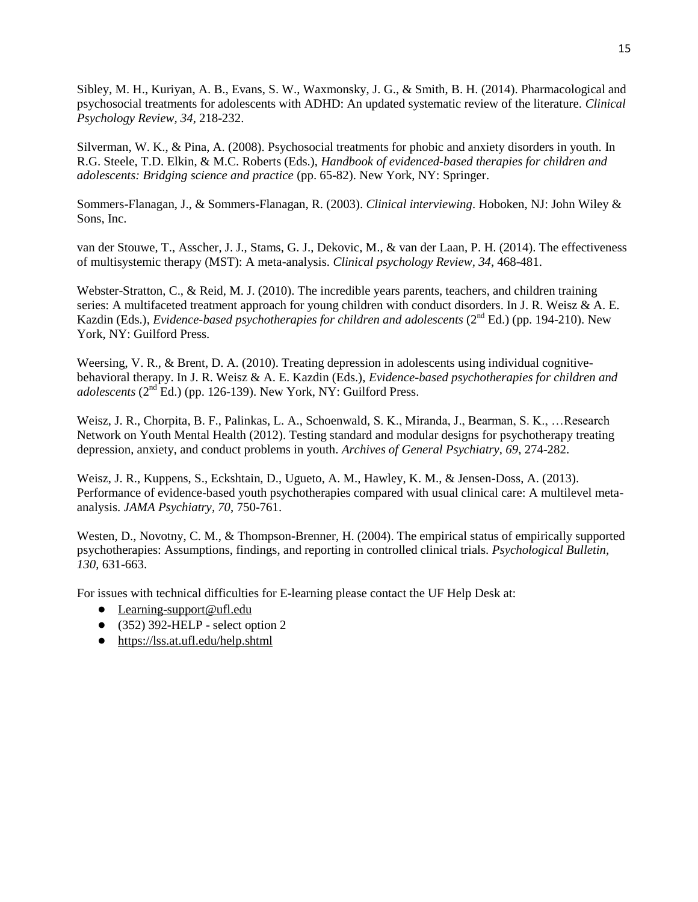Sibley, M. H., Kuriyan, A. B., Evans, S. W., Waxmonsky, J. G., & Smith, B. H. (2014). Pharmacological and psychosocial treatments for adolescents with ADHD: An updated systematic review of the literature. *Clinical Psychology Review, 34*, 218-232.

Silverman, W. K., & Pina, A. (2008). Psychosocial treatments for phobic and anxiety disorders in youth. In R.G. Steele, T.D. Elkin, & M.C. Roberts (Eds.), *Handbook of evidenced-based therapies for children and adolescents: Bridging science and practice* (pp. 65-82). New York, NY: Springer.

Sommers-Flanagan, J., & Sommers-Flanagan, R. (2003). *Clinical interviewing*. Hoboken, NJ: John Wiley & Sons, Inc.

van der Stouwe, T., Asscher, J. J., Stams, G. J., Dekovic, M., & van der Laan, P. H. (2014). The effectiveness of multisystemic therapy (MST): A meta-analysis. *Clinical psychology Review, 34*, 468-481.

Webster-Stratton, C., & Reid, M. J. (2010). The incredible years parents, teachers, and children training series: A multifaceted treatment approach for young children with conduct disorders. In J. R. Weisz & A. E. Kazdin (Eds.), *Evidence-based psychotherapies for children and adolescents* (2nd Ed.) (pp. 194-210). New York, NY: Guilford Press.

Weersing, V. R., & Brent, D. A. (2010). Treating depression in adolescents using individual cognitive-behavioral therapy. In J. R. Weisz & A. E. Kazdin (Eds.), *Evidence-based psychotherapies for children and adolescents* (2nd Ed.) (pp. 126-139). New York, NY: Guilford Press.

Weisz, J. R., Chorpita, B. F., Palinkas, L. A., Schoenwald, S. K., Miranda, J., Bearman, S. K., …Research Network on Youth Mental Health (2012). Testing standard and modular designs for psychotherapy treating depression, anxiety, and conduct problems in youth. *Archives of General Psychiatry, 69*, 274-282.

Weisz, J. R., Kuppens, S., Eckshtain, D., Ugueto, A. M., Hawley, K. M., & Jensen-Doss, A. (2013). Performance of evidence-based youth psychotherapies compared with usual clinical care: A multilevel meta-analysis. *JAMA Psychiatry, 70*, 750-761.

Westen, D., Novotny, C. M., & Thompson-Brenner, H. (2004). The empirical status of empirically supported psychotherapies: Assumptions, findings, and reporting in controlled clinical trials. *Psychological Bulletin, 130*, 631-663.

For issues with technical difficulties for E-learning please contact the UF Help Desk at:

- Learning-support@ufl.edu
- (352) 392-HELP - select option 2
- https://lss.at.ufl.edu/help.shtml